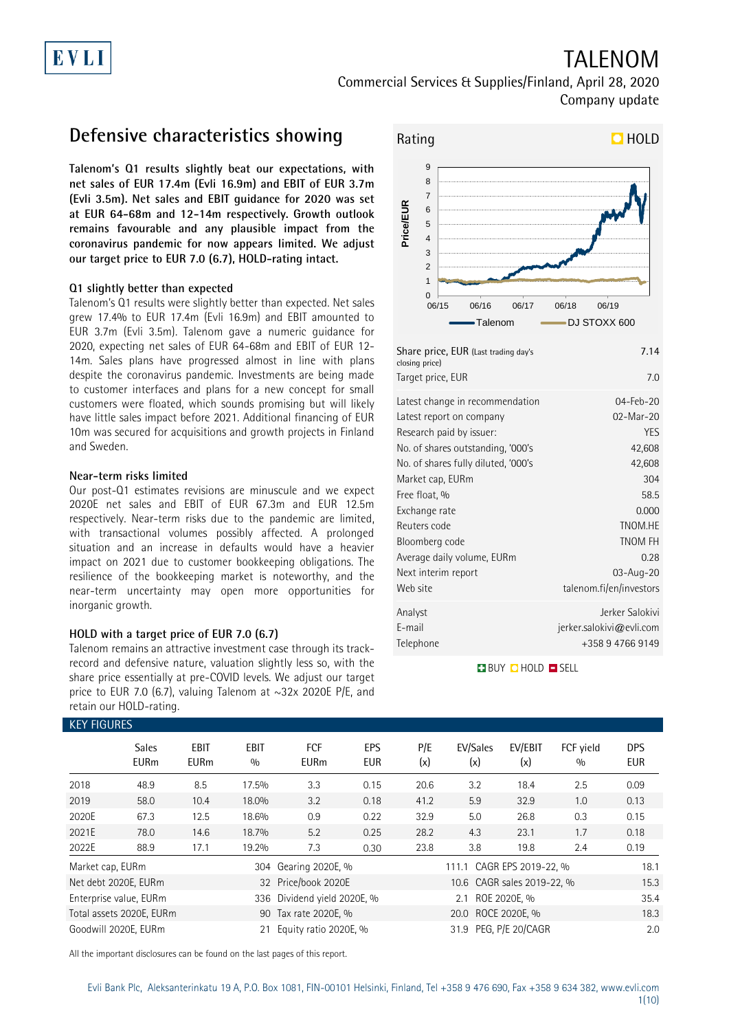# TALENOM

Commercial Services & Supplies/Finland, April 28, 2020

Company update

## Defensive characteristics showing

**Talenom's Q1 results slightly beat our expectations, with net sales of EUR 17.4m (Evli 16.9m) and EBIT of EUR 3.7m (Evli 3.5m). Net sales and EBIT guidance for 2020 was set at EUR 64-68m and 12-14m respectively. Growth outlook remains favourable and any plausible impact from the coronavirus pandemic for now appears limited. We adjust our target price to EUR 7.0 (6.7), HOLD-rating intact.**

### Q1 slightly better than expected

Talenom's Q1 results were slightly better than expected. Net sales grew 17.4% to EUR 17.4m (Evli 16.9m) and EBIT amounted to EUR 3.7m (Evli 3.5m). Talenom gave a numeric guidance for 2020, expecting net sales of EUR 64-68m and EBIT of EUR 12-14m. Sales plans have progressed almost in line with plans despite the coronavirus pandemic. Investments are being made to customer interfaces and plans for a new concept for small customers were floated, which sounds promising but will likely have little sales impact before 2021. Additional financing of EUR 10m was secured for acquisitions and growth projects in Finland and Sweden.

### Near-term risks limited

Our post-Q1 estimates revisions are minuscule and we expect 2020E net sales and EBIT of EUR 67.3m and EUR 12.5m respectively. Near-term risks due to the pandemic are limited, with transactional volumes possibly affected. A prolonged situation and an increase in defaults would have a heavier impact on 2021 due to customer bookkeeping obligations. The resilience of the bookkeeping market is noteworthy, and the near-term uncertainty may open more opportunities for inorganic growth.

### HOLD with a target price of EUR 7.0 (6.7)

Talenom remains an attractive investment case through its track-record and defensive nature, valuation slightly less so, with the share price essentially at pre-COVID levels. We adjust our target price to EUR 7.0 (6.7), valuing Talenom at ~32x 2020E P/E, and retain our HOLD-rating.

Rating: HOLD

| | |
|---|---|
| Share price, EUR (Last trading day's closing price) | 7.14 |
| Target price, EUR | 7.0 |
| Latest change in recommendation | 04-Feb-20 |
| Latest report on company | 02-Mar-20 |
| Research paid by issuer: | YES |
| No. of shares outstanding, '000's | 42,608 |
| No. of shares fully diluted, '000's | 42,608 |
| Market cap, EURm | 304 |
| Free float, % | 58.5 |
| Exchange rate | 0.000 |
| Reuters code | TNOM.HE |
| Bloomberg code | TNOM FH |
| Average daily volume, EURm | 0.28 |
| Next interim report | 03-Aug-20 |
| Web site | talenom.fi/en/investors |
| Analyst | Jerker Salokivi |
| E-mail | jerker.salokivi@evli.com |
| Telephone | +358 9 4766 9149 |

BUY HOLD SELL

### KEY FIGURES

| | Sales EURm | EBIT EURm | EBIT % | FCF EURm | EPS EUR | P/E (x) | EV/Sales (x) | EV/EBIT (x) | FCF yield % | DPS EUR |
|---|---|---|---|---|---|---|---|---|---|---|
| 2018 | 48.9 | 8.5 | 17.5% | 3.3 | 0.15 | 20.6 | 3.2 | 18.4 | 2.5 | 0.09 |
| 2019 | 58.0 | 10.4 | 18.0% | 3.2 | 0.18 | 41.2 | 5.9 | 32.9 | 1.0 | 0.13 |
| 2020E | 67.3 | 12.5 | 18.6% | 0.9 | 0.22 | 32.9 | 5.0 | 26.8 | 0.3 | 0.15 |
| 2021E | 78.0 | 14.6 | 18.7% | 5.2 | 0.25 | 28.2 | 4.3 | 23.1 | 1.7 | 0.18 |
| 2022E | 88.9 | 17.1 | 19.2% | 7.3 | 0.30 | 23.8 | 3.8 | 19.8 | 2.4 | 0.19 |

| | | | | | |
|---|---|---|---|---|---|
| Market cap, EURm | 304 | Gearing 2020E, % | 111.1 | CAGR EPS 2019-22, % | 18.1 |
| Net debt 2020E, EURm | 32 | Price/book 2020E | 10.6 | CAGR sales 2019-22, % | 15.3 |
| Enterprise value, EURm | 336 | Dividend yield 2020E, % | 2.1 | ROE 2020E, % | 35.4 |
| Total assets 2020E, EURm | 90 | Tax rate 2020E, % | 20.0 | ROCE 2020E, % | 18.3 |
| Goodwill 2020E, EURm | 21 | Equity ratio 2020E, % | 31.9 | PEG, P/E 20/CAGR | 2.0 |

All the important disclosures can be found on the last pages of this report.

Evli Bank Plc, Aleksanterinkatu 19 A, P.O. Box 1081, FIN-00101 Helsinki, Finland, Tel +358 9 476 690, Fax +358 9 634 382, www.evli.com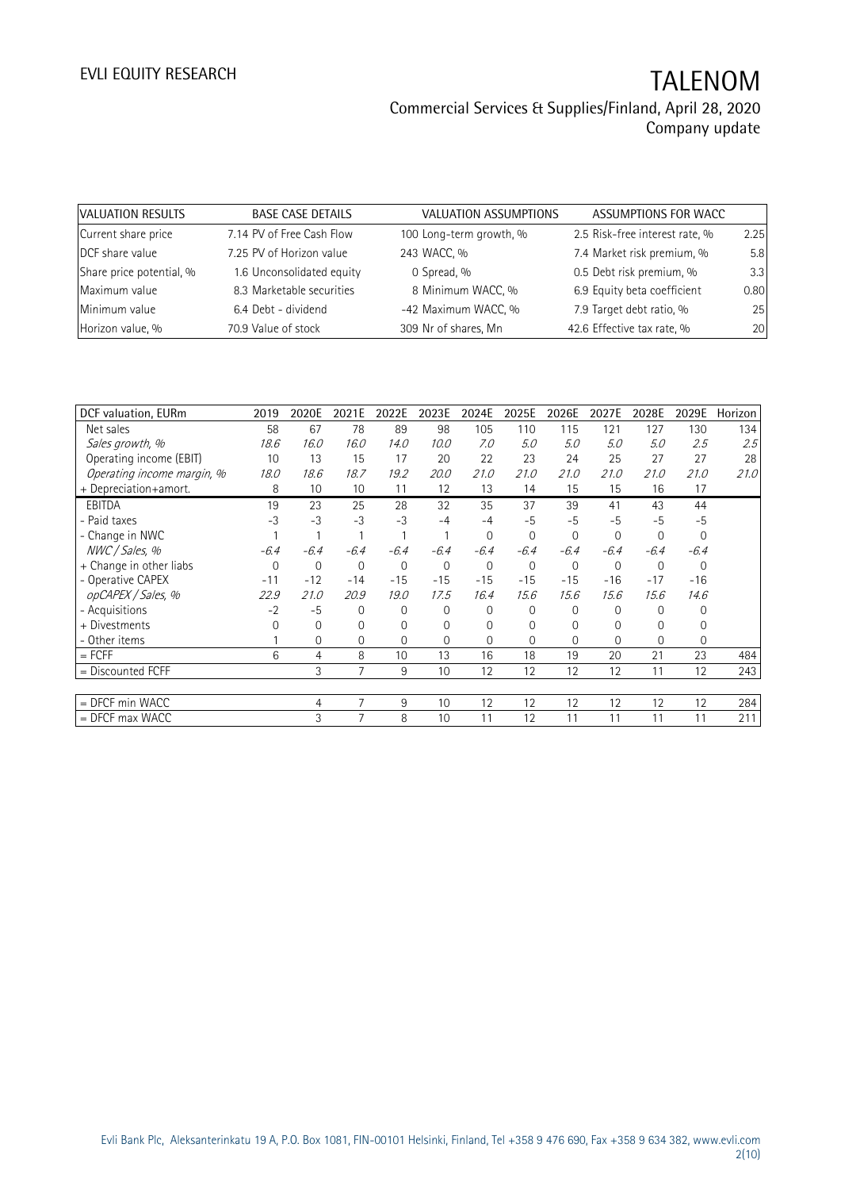| VALUATION RESULTS | | BASE CASE DETAILS | | VALUATION ASSUMPTIONS | | ASSUMPTIONS FOR WACC | |
|---|---|---|---|---|---|---|---|
| Current share price | 7.14 | PV of Free Cash Flow | 100 | Long-term growth, % | 2.5 | Risk-free interest rate, % | 2.25 |
| DCF share value | 7.25 | PV of Horizon value | 243 | WACC, % | 7.4 | Market risk premium, % | 5.8 |
| Share price potential, % | 1.6 | Unconsolidated equity | 0 | Spread, % | 0.5 | Debt risk premium, % | 3.3 |
| Maximum value | 8.3 | Marketable securities | 8 | Minimum WACC, % | 6.9 | Equity beta coefficient | 0.80 |
| Minimum value | 6.4 | Debt - dividend | -42 | Maximum WACC, % | 7.9 | Target debt ratio, % | 25 |
| Horizon value, % | 70.9 | Value of stock | 309 | Nr of shares, Mn | 42.6 | Effective tax rate, % | 20 |

| DCF valuation, EURm | 2019 | 2020E | 2021E | 2022E | 2023E | 2024E | 2025E | 2026E | 2027E | 2028E | 2029E | Horizon |
|---|---|---|---|---|---|---|---|---|---|---|---|---|
| Net sales | 58 | 67 | 78 | 89 | 98 | 105 | 110 | 115 | 121 | 127 | 130 | 134 |
| *Sales growth, %* | *18.6* | *16.0* | *16.0* | *14.0* | *10.0* | *7.0* | *5.0* | *5.0* | *5.0* | *5.0* | *2.5* | *2.5* |
| Operating income (EBIT) | 10 | 13 | 15 | 17 | 20 | 22 | 23 | 24 | 25 | 27 | 27 | 28 |
| *Operating income margin, %* | *18.0* | *18.6* | *18.7* | *19.2* | *20.0* | *21.0* | *21.0* | *21.0* | *21.0* | *21.0* | *21.0* | *21.0* |
| + Depreciation+amort. | 8 | 10 | 10 | 11 | 12 | 13 | 14 | 15 | 15 | 16 | 17 | |
| EBITDA | 19 | 23 | 25 | 28 | 32 | 35 | 37 | 39 | 41 | 43 | 44 | |
| - Paid taxes | -3 | -3 | -3 | -3 | -4 | -4 | -5 | -5 | -5 | -5 | -5 | |
| - Change in NWC | 1 | 1 | 1 | 1 | 1 | 0 | 0 | 0 | 0 | 0 | 0 | |
| *NWC / Sales, %* | *-6.4* | *-6.4* | *-6.4* | *-6.4* | *-6.4* | *-6.4* | *-6.4* | *-6.4* | *-6.4* | *-6.4* | *-6.4* | |
| + Change in other liabs | 0 | 0 | 0 | 0 | 0 | 0 | 0 | 0 | 0 | 0 | 0 | |
| - Operative CAPEX | -11 | -12 | -14 | -15 | -15 | -15 | -15 | -15 | -16 | -17 | -16 | |
| *opCAPEX / Sales, %* | *22.9* | *21.0* | *20.9* | *19.0* | *17.5* | *16.4* | *15.6* | *15.6* | *15.6* | *15.6* | *14.6* | |
| - Acquisitions | -2 | -5 | 0 | 0 | 0 | 0 | 0 | 0 | 0 | 0 | 0 | |
| + Divestments | 0 | 0 | 0 | 0 | 0 | 0 | 0 | 0 | 0 | 0 | 0 | |
| - Other items | 1 | 0 | 0 | 0 | 0 | 0 | 0 | 0 | 0 | 0 | 0 | |
| = FCFF | 6 | 4 | 8 | 10 | 13 | 16 | 18 | 19 | 20 | 21 | 23 | 484 |
| = Discounted FCFF | | 3 | 7 | 9 | 10 | 12 | 12 | 12 | 12 | 11 | 12 | 243 |
| = DFCF min WACC | | 4 | 7 | 9 | 10 | 12 | 12 | 12 | 12 | 12 | 12 | 284 |
| = DFCF max WACC | | 3 | 7 | 8 | 10 | 11 | 12 | 11 | 11 | 11 | 11 | 211 |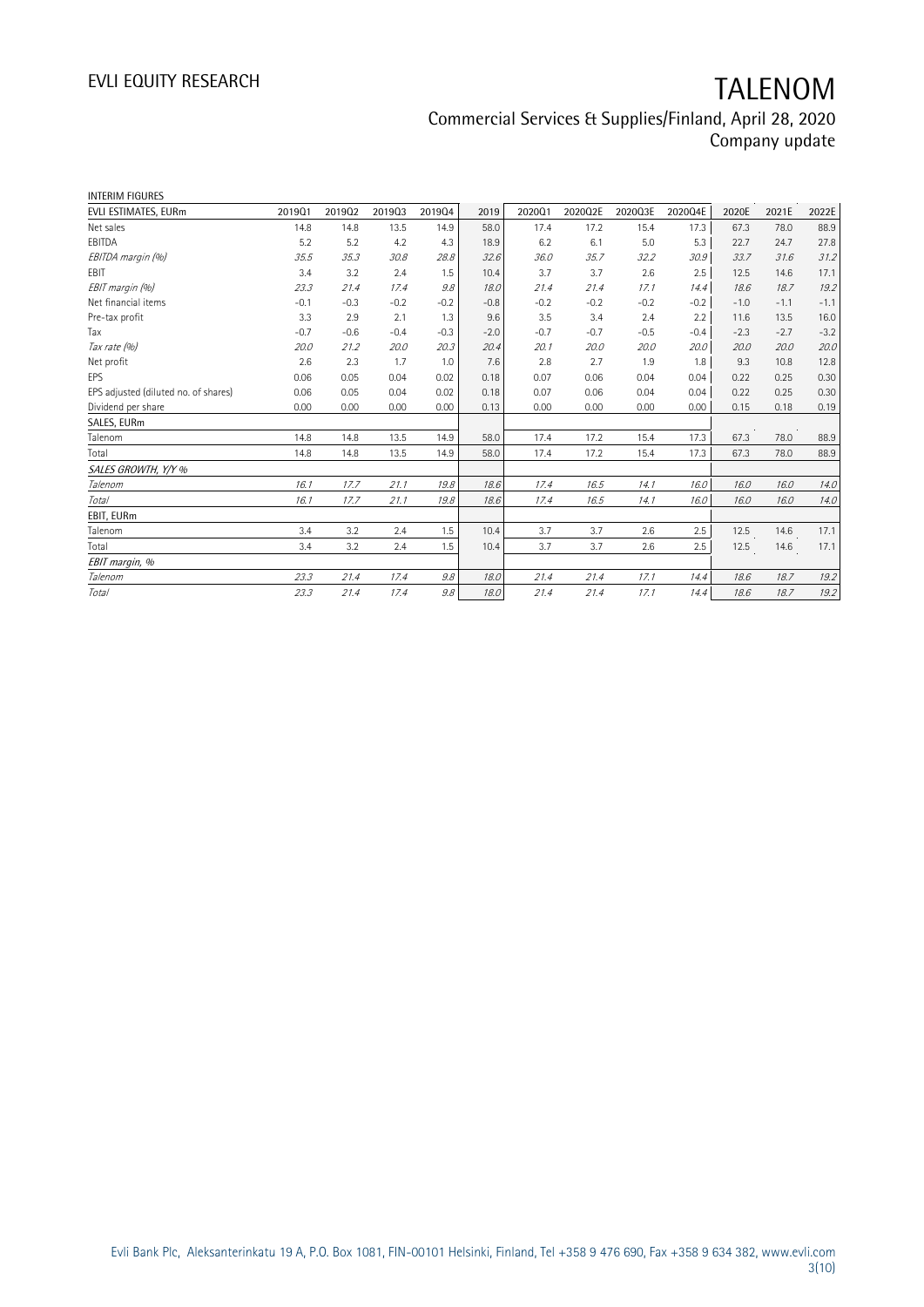INTERIM FIGURES

| EVLI ESTIMATES, EURm | 2019Q1 | 2019Q2 | 2019Q3 | 2019Q4 | 2019 | 2020Q1 | 2020Q2E | 2020Q3E | 2020Q4E | 2020E | 2021E | 2022E |
|---|---|---|---|---|---|---|---|---|---|---|---|---|
| Net sales | 14.8 | 14.8 | 13.5 | 14.9 | 58.0 | 17.4 | 17.2 | 15.4 | 17.3 | 67.3 | 78.0 | 88.9 |
| EBITDA | 5.2 | 5.2 | 4.2 | 4.3 | 18.9 | 6.2 | 6.1 | 5.0 | 5.3 | 22.7 | 24.7 | 27.8 |
| *EBITDA margin (%)* | *35.5* | *35.3* | *30.8* | *28.8* | *32.6* | *36.0* | *35.7* | *32.2* | *30.9* | *33.7* | *31.6* | *31.2* |
| EBIT | 3.4 | 3.2 | 2.4 | 1.5 | 10.4 | 3.7 | 3.7 | 2.6 | 2.5 | 12.5 | 14.6 | 17.1 |
| *EBIT margin (%)* | *23.3* | *21.4* | *17.4* | *9.8* | *18.0* | *21.4* | *21.4* | *17.1* | *14.4* | *18.6* | *18.7* | *19.2* |
| Net financial items | -0.1 | -0.3 | -0.2 | -0.2 | -0.8 | -0.2 | -0.2 | -0.2 | -0.2 | -1.0 | -1.1 | -1.1 |
| Pre-tax profit | 3.3 | 2.9 | 2.1 | 1.3 | 9.6 | 3.5 | 3.4 | 2.4 | 2.2 | 11.6 | 13.5 | 16.0 |
| Tax | -0.7 | -0.6 | -0.4 | -0.3 | -2.0 | -0.7 | -0.7 | -0.5 | -0.4 | -2.3 | -2.7 | -3.2 |
| *Tax rate (%)* | *20.0* | *21.2* | *20.0* | *20.3* | *20.4* | *20.1* | *20.0* | *20.0* | *20.0* | *20.0* | *20.0* | *20.0* |
| Net profit | 2.6 | 2.3 | 1.7 | 1.0 | 7.6 | 2.8 | 2.7 | 1.9 | 1.8 | 9.3 | 10.8 | 12.8 |
| EPS | 0.06 | 0.05 | 0.04 | 0.02 | 0.18 | 0.07 | 0.06 | 0.04 | 0.04 | 0.22 | 0.25 | 0.30 |
| EPS adjusted (diluted no. of shares) | 0.06 | 0.05 | 0.04 | 0.02 | 0.18 | 0.07 | 0.06 | 0.04 | 0.04 | 0.22 | 0.25 | 0.30 |
| Dividend per share | 0.00 | 0.00 | 0.00 | 0.00 | 0.13 | 0.00 | 0.00 | 0.00 | 0.00 | 0.15 | 0.18 | 0.19 |
| SALES, EURm | | | | | | | | | | | | |
| Talenom | 14.8 | 14.8 | 13.5 | 14.9 | 58.0 | 17.4 | 17.2 | 15.4 | 17.3 | 67.3 | 78.0 | 88.9 |
| Total | 14.8 | 14.8 | 13.5 | 14.9 | 58.0 | 17.4 | 17.2 | 15.4 | 17.3 | 67.3 | 78.0 | 88.9 |
| *SALES GROWTH, Y/Y %* | | | | | | | | | | | | |
| *Talenom* | *16.1* | *17.7* | *21.1* | *19.8* | *18.6* | *17.4* | *16.5* | *14.1* | *16.0* | *16.0* | *16.0* | *14.0* |
| *Total* | *16.1* | *17.7* | *21.1* | *19.8* | *18.6* | *17.4* | *16.5* | *14.1* | *16.0* | *16.0* | *16.0* | *14.0* |
| EBIT, EURm | | | | | | | | | | | | |
| Talenom | 3.4 | 3.2 | 2.4 | 1.5 | 10.4 | 3.7 | 3.7 | 2.6 | 2.5 | 12.5 | 14.6 | 17.1 |
| Total | 3.4 | 3.2 | 2.4 | 1.5 | 10.4 | 3.7 | 3.7 | 2.6 | 2.5 | 12.5 | 14.6 | 17.1 |
| *EBIT margin, %* | | | | | | | | | | | | |
| *Talenom* | *23.3* | *21.4* | *17.4* | *9.8* | *18.0* | *21.4* | *21.4* | *17.1* | *14.4* | *18.6* | *18.7* | *19.2* |
| *Total* | *23.3* | *21.4* | *17.4* | *9.8* | *18.0* | *21.4* | *21.4* | *17.1* | *14.4* | *18.6* | *18.7* | *19.2* |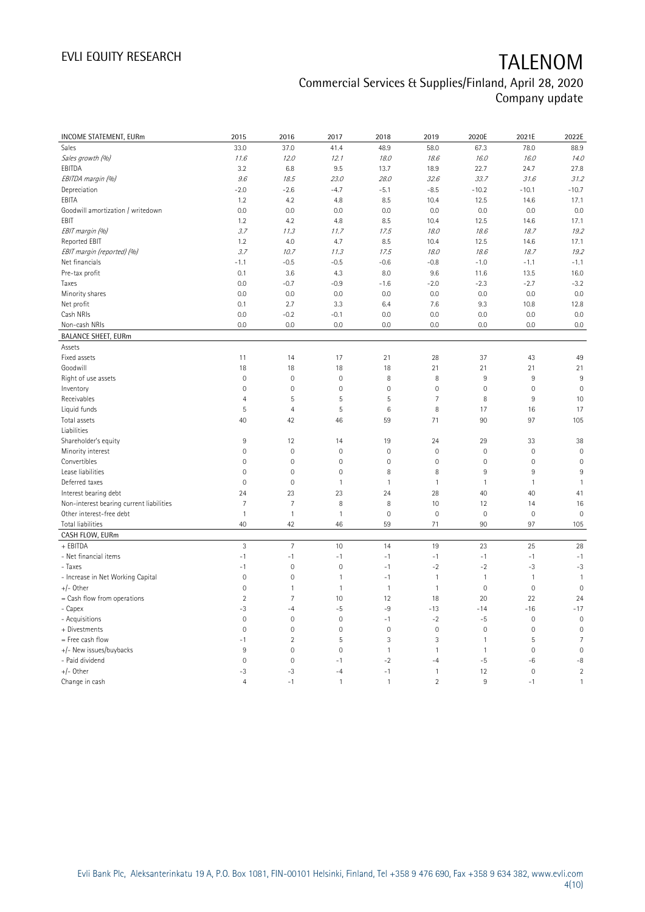# TALENOM

Commercial Services & Supplies/Finland, April 28, 2020
Company update

| INCOME STATEMENT, EURm | 2015 | 2016 | 2017 | 2018 | 2019 | 2020E | 2021E | 2022E |
|---|---|---|---|---|---|---|---|---|
| Sales | 33.0 | 37.0 | 41.4 | 48.9 | 58.0 | 67.3 | 78.0 | 88.9 |
| *Sales growth (%)* | *11.6* | *12.0* | *12.1* | *18.0* | *18.6* | *16.0* | *16.0* | *14.0* |
| EBITDA | 3.2 | 6.8 | 9.5 | 13.7 | 18.9 | 22.7 | 24.7 | 27.8 |
| *EBITDA margin (%)* | *9.6* | *18.5* | *23.0* | *28.0* | *32.6* | *33.7* | *31.6* | *31.2* |
| Depreciation | -2.0 | -2.6 | -4.7 | -5.1 | -8.5 | -10.2 | -10.1 | -10.7 |
| EBITA | 1.2 | 4.2 | 4.8 | 8.5 | 10.4 | 12.5 | 14.6 | 17.1 |
| Goodwill amortization / writedown | 0.0 | 0.0 | 0.0 | 0.0 | 0.0 | 0.0 | 0.0 | 0.0 |
| EBIT | 1.2 | 4.2 | 4.8 | 8.5 | 10.4 | 12.5 | 14.6 | 17.1 |
| *EBIT margin (%)* | *3.7* | *11.3* | *11.7* | *17.5* | *18.0* | *18.6* | *18.7* | *19.2* |
| Reported EBIT | 1.2 | 4.0 | 4.7 | 8.5 | 10.4 | 12.5 | 14.6 | 17.1 |
| *EBIT margin (reported) (%)* | *3.7* | *10.7* | *11.3* | *17.5* | *18.0* | *18.6* | *18.7* | *19.2* |
| Net financials | -1.1 | -0.5 | -0.5 | -0.6 | -0.8 | -1.0 | -1.1 | -1.1 |
| Pre-tax profit | 0.1 | 3.6 | 4.3 | 8.0 | 9.6 | 11.6 | 13.5 | 16.0 |
| Taxes | 0.0 | -0.7 | -0.9 | -1.6 | -2.0 | -2.3 | -2.7 | -3.2 |
| Minority shares | 0.0 | 0.0 | 0.0 | 0.0 | 0.0 | 0.0 | 0.0 | 0.0 |
| Net profit | 0.1 | 2.7 | 3.3 | 6.4 | 7.6 | 9.3 | 10.8 | 12.8 |
| Cash NRIs | 0.0 | -0.2 | -0.1 | 0.0 | 0.0 | 0.0 | 0.0 | 0.0 |
| Non-cash NRIs | 0.0 | 0.0 | 0.0 | 0.0 | 0.0 | 0.0 | 0.0 | 0.0 |
| **BALANCE SHEET, EURm** | | | | | | | | |
| Assets | | | | | | | | |
| Fixed assets | 11 | 14 | 17 | 21 | 28 | 37 | 43 | 49 |
| Goodwill | 18 | 18 | 18 | 18 | 21 | 21 | 21 | 21 |
| Right of use assets | 0 | 0 | 0 | 8 | 8 | 9 | 9 | 9 |
| Inventory | 0 | 0 | 0 | 0 | 0 | 0 | 0 | 0 |
| Receivables | 4 | 5 | 5 | 5 | 7 | 8 | 9 | 10 |
| Liquid funds | 5 | 4 | 5 | 6 | 8 | 17 | 16 | 17 |
| Total assets | 40 | 42 | 46 | 59 | 71 | 90 | 97 | 105 |
| Liabilities | | | | | | | | |
| Shareholder's equity | 9 | 12 | 14 | 19 | 24 | 29 | 33 | 38 |
| Minority interest | 0 | 0 | 0 | 0 | 0 | 0 | 0 | 0 |
| Convertibles | 0 | 0 | 0 | 0 | 0 | 0 | 0 | 0 |
| Lease liabilities | 0 | 0 | 0 | 8 | 8 | 9 | 9 | 9 |
| Deferred taxes | 0 | 0 | 1 | 1 | 1 | 1 | 1 | 1 |
| Interest bearing debt | 24 | 23 | 23 | 24 | 28 | 40 | 40 | 41 |
| Non-interest bearing current liabilities | 7 | 7 | 8 | 8 | 10 | 12 | 14 | 16 |
| Other interest-free debt | 1 | 1 | 1 | 0 | 0 | 0 | 0 | 0 |
| Total liabilities | 40 | 42 | 46 | 59 | 71 | 90 | 97 | 105 |
| **CASH FLOW, EURm** | | | | | | | | |
| + EBITDA | 3 | 7 | 10 | 14 | 19 | 23 | 25 | 28 |
| - Net financial items | -1 | -1 | -1 | -1 | -1 | -1 | -1 | -1 |
| - Taxes | -1 | 0 | 0 | -1 | -2 | -2 | -3 | -3 |
| - Increase in Net Working Capital | 0 | 0 | 1 | -1 | 1 | 1 | 1 | 1 |
| +/- Other | 0 | 1 | 1 | 1 | 1 | 0 | 0 | 0 |
| = Cash flow from operations | 2 | 7 | 10 | 12 | 18 | 20 | 22 | 24 |
| - Capex | -3 | -4 | -5 | -9 | -13 | -14 | -16 | -17 |
| - Acquisitions | 0 | 0 | 0 | -1 | -2 | -5 | 0 | 0 |
| + Divestments | 0 | 0 | 0 | 0 | 0 | 0 | 0 | 0 |
| = Free cash flow | -1 | 2 | 5 | 3 | 3 | 1 | 5 | 7 |
| +/- New issues/buybacks | 9 | 0 | 0 | 1 | 1 | 1 | 0 | 0 |
| - Paid dividend | 0 | 0 | -1 | -2 | -4 | -5 | -6 | -8 |
| +/- Other | -3 | -3 | -4 | -1 | 1 | 12 | 0 | 2 |
| Change in cash | 4 | -1 | 1 | 1 | 2 | 9 | -1 | 1 |

Evli Bank Plc, Aleksanterinkatu 19 A, P.O. Box 1081, FIN-00101 Helsinki, Finland, Tel +358 9 476 690, Fax +358 9 634 382, www.evli.com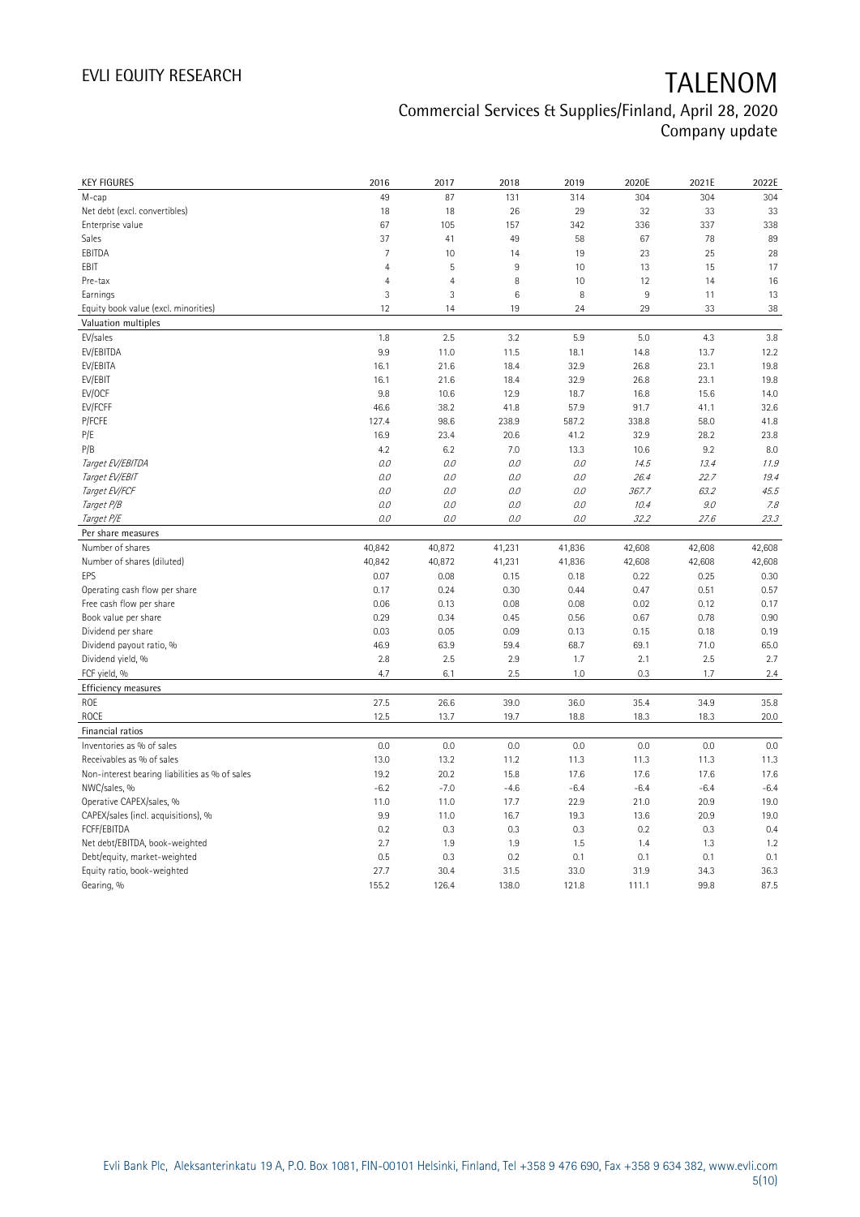| KEY FIGURES | 2016 | 2017 | 2018 | 2019 | 2020E | 2021E | 2022E |
|---|---|---|---|---|---|---|---|
| M-cap | 49 | 87 | 131 | 314 | 304 | 304 | 304 |
| Net debt (excl. convertibles) | 18 | 18 | 26 | 29 | 32 | 33 | 33 |
| Enterprise value | 67 | 105 | 157 | 342 | 336 | 337 | 338 |
| Sales | 37 | 41 | 49 | 58 | 67 | 78 | 89 |
| EBITDA | 7 | 10 | 14 | 19 | 23 | 25 | 28 |
| EBIT | 4 | 5 | 9 | 10 | 13 | 15 | 17 |
| Pre-tax | 4 | 4 | 8 | 10 | 12 | 14 | 16 |
| Earnings | 3 | 3 | 6 | 8 | 9 | 11 | 13 |
| Equity book value (excl. minorities) | 12 | 14 | 19 | 24 | 29 | 33 | 38 |
| **Valuation multiples** | | | | | | | |
| EV/sales | 1.8 | 2.5 | 3.2 | 5.9 | 5.0 | 4.3 | 3.8 |
| EV/EBITDA | 9.9 | 11.0 | 11.5 | 18.1 | 14.8 | 13.7 | 12.2 |
| EV/EBITA | 16.1 | 21.6 | 18.4 | 32.9 | 26.8 | 23.1 | 19.8 |
| EV/EBIT | 16.1 | 21.6 | 18.4 | 32.9 | 26.8 | 23.1 | 19.8 |
| EV/OCF | 9.8 | 10.6 | 12.9 | 18.7 | 16.8 | 15.6 | 14.0 |
| EV/FCFF | 46.6 | 38.2 | 41.8 | 57.9 | 91.7 | 41.1 | 32.6 |
| P/FCFE | 127.4 | 98.6 | 238.9 | 587.2 | 338.8 | 58.0 | 41.8 |
| P/E | 16.9 | 23.4 | 20.6 | 41.2 | 32.9 | 28.2 | 23.8 |
| P/B | 4.2 | 6.2 | 7.0 | 13.3 | 10.6 | 9.2 | 8.0 |
| *Target EV/EBITDA* | *0.0* | *0.0* | *0.0* | *0.0* | *14.5* | *13.4* | *11.9* |
| *Target EV/EBIT* | *0.0* | *0.0* | *0.0* | *0.0* | *26.4* | *22.7* | *19.4* |
| *Target EV/FCF* | *0.0* | *0.0* | *0.0* | *0.0* | *367.7* | *63.2* | *45.5* |
| *Target P/B* | *0.0* | *0.0* | *0.0* | *0.0* | *10.4* | *9.0* | *7.8* |
| *Target P/E* | *0.0* | *0.0* | *0.0* | *0.0* | *32.2* | *27.6* | *23.3* |
| **Per share measures** | | | | | | | |
| Number of shares | 40,842 | 40,872 | 41,231 | 41,836 | 42,608 | 42,608 | 42,608 |
| Number of shares (diluted) | 40,842 | 40,872 | 41,231 | 41,836 | 42,608 | 42,608 | 42,608 |
| EPS | 0.07 | 0.08 | 0.15 | 0.18 | 0.22 | 0.25 | 0.30 |
| Operating cash flow per share | 0.17 | 0.24 | 0.30 | 0.44 | 0.47 | 0.51 | 0.57 |
| Free cash flow per share | 0.06 | 0.13 | 0.08 | 0.08 | 0.02 | 0.12 | 0.17 |
| Book value per share | 0.29 | 0.34 | 0.45 | 0.56 | 0.67 | 0.78 | 0.90 |
| Dividend per share | 0.03 | 0.05 | 0.09 | 0.13 | 0.15 | 0.18 | 0.19 |
| Dividend payout ratio, % | 46.9 | 63.9 | 59.4 | 68.7 | 69.1 | 71.0 | 65.0 |
| Dividend yield, % | 2.8 | 2.5 | 2.9 | 1.7 | 2.1 | 2.5 | 2.7 |
| FCF yield, % | 4.7 | 6.1 | 2.5 | 1.0 | 0.3 | 1.7 | 2.4 |
| **Efficiency measures** | | | | | | | |
| ROE | 27.5 | 26.6 | 39.0 | 36.0 | 35.4 | 34.9 | 35.8 |
| ROCE | 12.5 | 13.7 | 19.7 | 18.8 | 18.3 | 18.3 | 20.0 |
| **Financial ratios** | | | | | | | |
| Inventories as % of sales | 0.0 | 0.0 | 0.0 | 0.0 | 0.0 | 0.0 | 0.0 |
| Receivables as % of sales | 13.0 | 13.2 | 11.2 | 11.3 | 11.3 | 11.3 | 11.3 |
| Non-interest bearing liabilities as % of sales | 19.2 | 20.2 | 15.8 | 17.6 | 17.6 | 17.6 | 17.6 |
| NWC/sales, % | -6.2 | -7.0 | -4.6 | -6.4 | -6.4 | -6.4 | -6.4 |
| Operative CAPEX/sales, % | 11.0 | 11.0 | 17.7 | 22.9 | 21.0 | 20.9 | 19.0 |
| CAPEX/sales (incl. acquisitions), % | 9.9 | 11.0 | 16.7 | 19.3 | 13.6 | 20.9 | 19.0 |
| FCFF/EBITDA | 0.2 | 0.3 | 0.3 | 0.3 | 0.2 | 0.3 | 0.4 |
| Net debt/EBITDA, book-weighted | 2.7 | 1.9 | 1.9 | 1.5 | 1.4 | 1.3 | 1.2 |
| Debt/equity, market-weighted | 0.5 | 0.3 | 0.2 | 0.1 | 0.1 | 0.1 | 0.1 |
| Equity ratio, book-weighted | 27.7 | 30.4 | 31.5 | 33.0 | 31.9 | 34.3 | 36.3 |
| Gearing, % | 155.2 | 126.4 | 138.0 | 121.8 | 111.1 | 99.8 | 87.5 |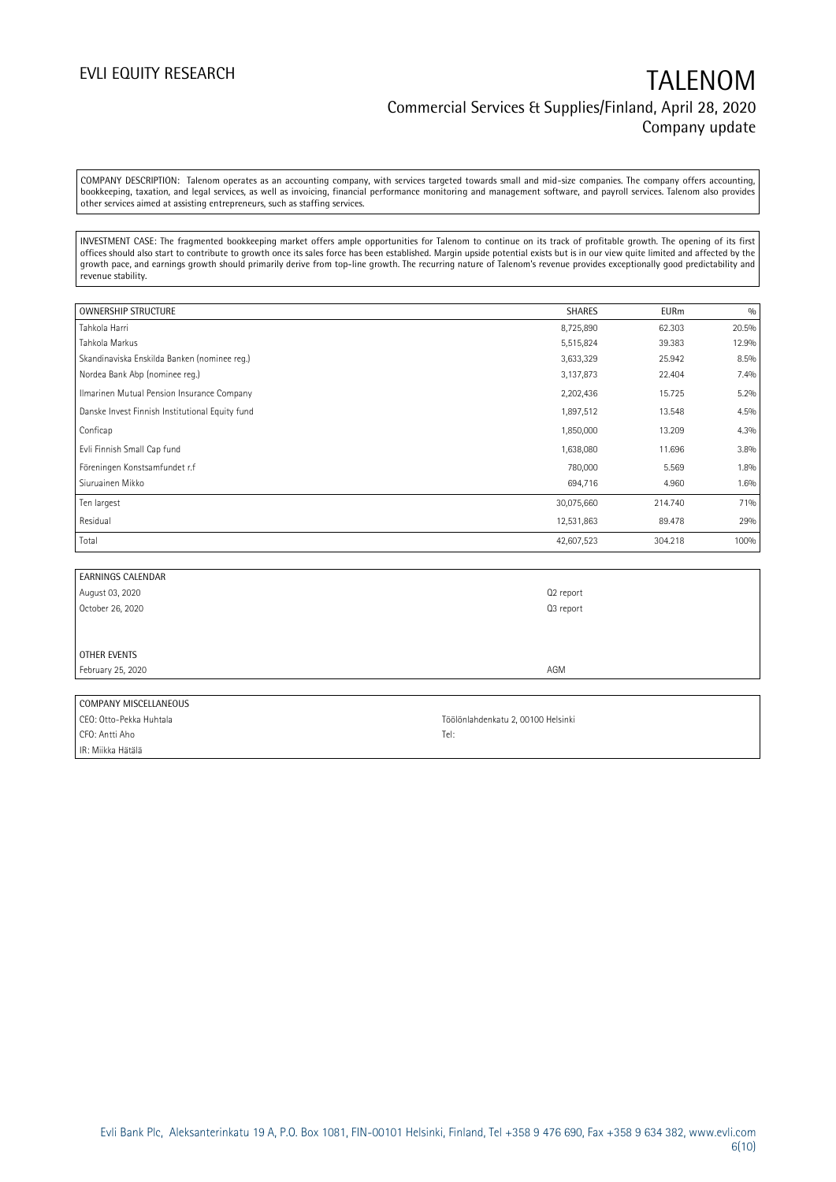COMPANY DESCRIPTION: Talenom operates as an accounting company, with services targeted towards small and mid-size companies. The company offers accounting, bookkeeping, taxation, and legal services, as well as invoicing, financial performance monitoring and management software, and payroll services. Talenom also provides other services aimed at assisting entrepreneurs, such as staffing services.

INVESTMENT CASE: The fragmented bookkeeping market offers ample opportunities for Talenom to continue on its track of profitable growth. The opening of its first offices should also start to contribute to growth once its sales force has been established. Margin upside potential exists but is in our view quite limited and affected by the growth pace, and earnings growth should primarily derive from top-line growth. The recurring nature of Talenom's revenue provides exceptionally good predictability and revenue stability.

| OWNERSHIP STRUCTURE | SHARES | EURm | % |
|---|---|---|---|
| Tahkola Harri | 8,725,890 | 62.303 | 20.5% |
| Tahkola Markus | 5,515,824 | 39.383 | 12.9% |
| Skandinaviska Enskilda Banken (nominee reg.) | 3,633,329 | 25.942 | 8.5% |
| Nordea Bank Abp (nominee reg.) | 3,137,873 | 22.404 | 7.4% |
| Ilmarinen Mutual Pension Insurance Company | 2,202,436 | 15.725 | 5.2% |
| Danske Invest Finnish Institutional Equity fund | 1,897,512 | 13.548 | 4.5% |
| Conficap | 1,850,000 | 13.209 | 4.3% |
| Evli Finnish Small Cap fund | 1,638,080 | 11.696 | 3.8% |
| Föreningen Konstsamfundet r.f | 780,000 | 5.569 | 1.8% |
| Siuruainen Mikko | 694,716 | 4.960 | 1.6% |
| Ten largest | 30,075,660 | 214.740 | 71% |
| Residual | 12,531,863 | 89.478 | 29% |
| Total | 42,607,523 | 304.218 | 100% |

| EARNINGS CALENDAR | |
|---|---|
| August 03, 2020 | Q2 report |
| October 26, 2020 | Q3 report |
| | |
| OTHER EVENTS | |
| February 25, 2020 | AGM |

| COMPANY MISCELLANEOUS | |
|---|---|
| CEO: Otto-Pekka Huhtala | Töölönlahdenkatu 2, 00100 Helsinki |
| CFO: Antti Aho | Tel: |
| IR: Miikka Hätälä | |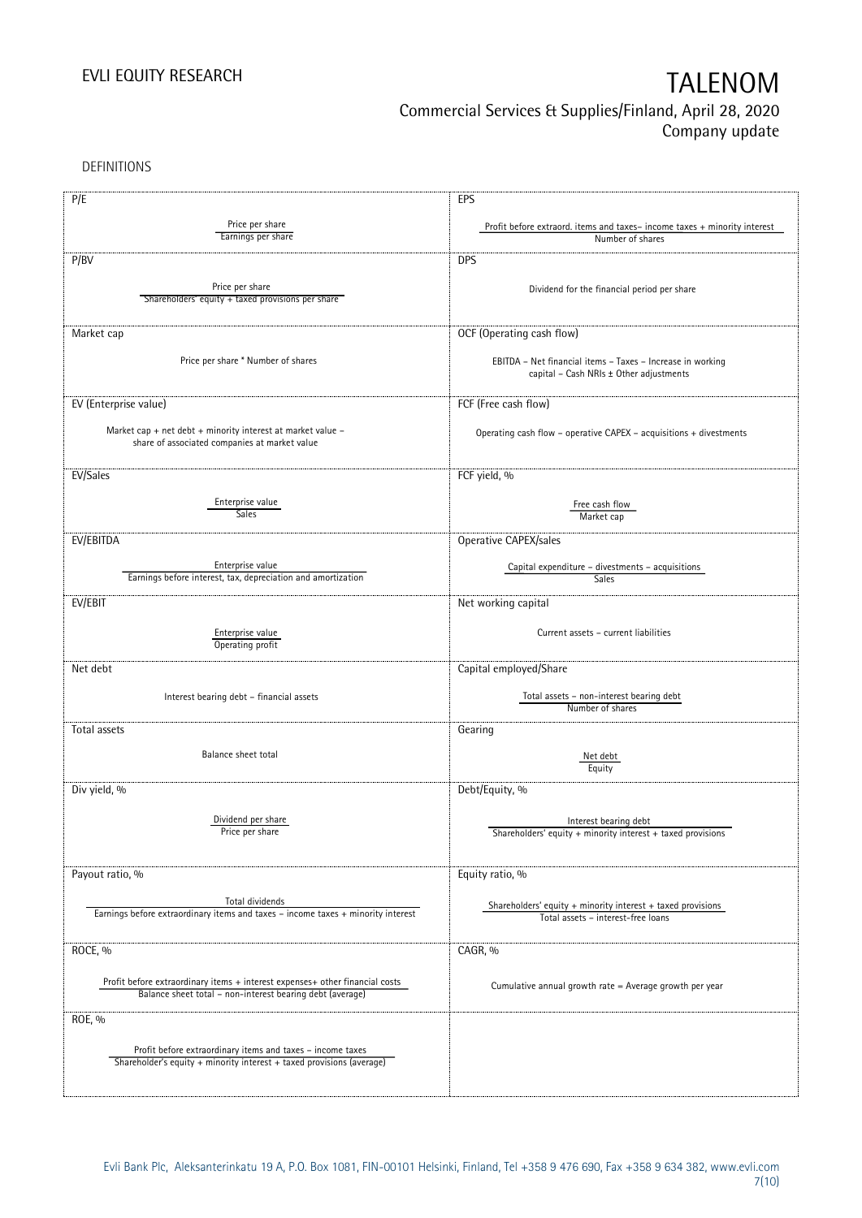DEFINITIONS

| P/E | EPS |
|---|---|
| Price per share / Earnings per share | Profit before extraord. items and taxes– income taxes + minority interest / Number of shares |
| **P/BV** | **DPS** |
| Price per share / Shareholders' equity + taxed provisions per share | Dividend for the financial period per share |
| **Market cap** | **OCF (Operating cash flow)** |
| Price per share * Number of shares | EBITDA – Net financial items – Taxes – Increase in working capital – Cash NRIs ± Other adjustments |
| **EV (Enterprise value)** | **FCF (Free cash flow)** |
| Market cap + net debt + minority interest at market value – share of associated companies at market value | Operating cash flow – operative CAPEX – acquisitions + divestments |
| **EV/Sales** | **FCF yield, %** |
| Enterprise value / Sales | Free cash flow / Market cap |
| **EV/EBITDA** | **Operative CAPEX/sales** |
| Enterprise value / Earnings before interest, tax, depreciation and amortization | Capital expenditure – divestments – acquisitions / Sales |
| **EV/EBIT** | **Net working capital** |
| Enterprise value / Operating profit | Current assets – current liabilities |
| **Net debt** | **Capital employed/Share** |
| Interest bearing debt – financial assets | Total assets – non-interest bearing debt / Number of shares |
| **Total assets** | **Gearing** |
| Balance sheet total | Net debt / Equity |
| **Div yield, %** | **Debt/Equity, %** |
| Dividend per share / Price per share | Interest bearing debt / Shareholders' equity + minority interest + taxed provisions |
| **Payout ratio, %** | **Equity ratio, %** |
| Total dividends / Earnings before extraordinary items and taxes – income taxes + minority interest | Shareholders' equity + minority interest + taxed provisions / Total assets – interest-free loans |
| **ROCE, %** | **CAGR, %** |
| Profit before extraordinary items + interest expenses+ other financial costs / Balance sheet total – non-interest bearing debt (average) | Cumulative annual growth rate = Average growth per year |
| **ROE, %** | |
| Profit before extraordinary items and taxes – income taxes / Shareholder's equity + minority interest + taxed provisions (average) | |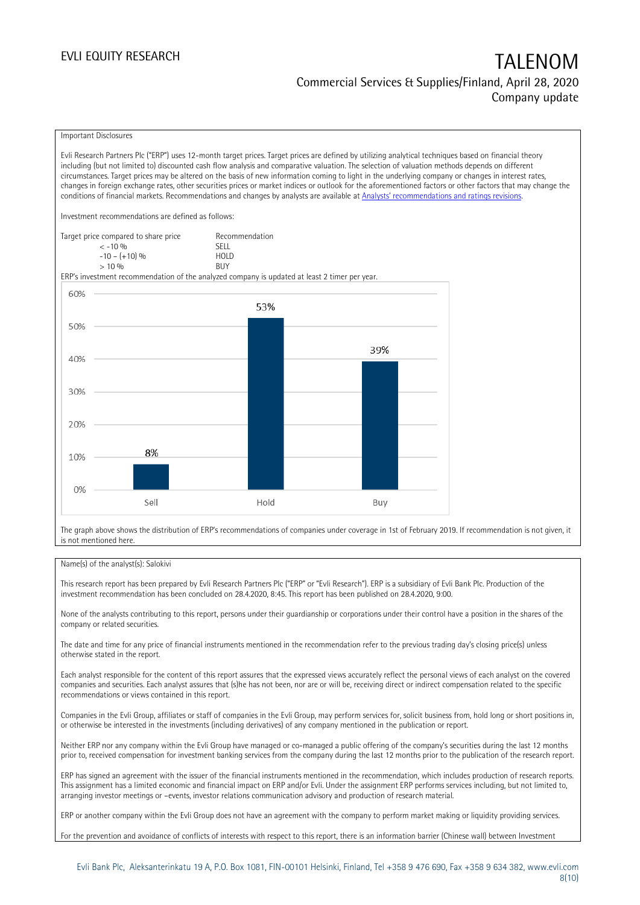## Important Disclosures

Evli Research Partners Plc ("ERP") uses 12-month target prices. Target prices are defined by utilizing analytical techniques based on financial theory including (but not limited to) discounted cash flow analysis and comparative valuation. The selection of valuation methods depends on different circumstances. Target prices may be altered on the basis of new information coming to light in the underlying company or changes in interest rates, changes in foreign exchange rates, other securities prices or market indices or outlook for the aforementioned factors or other factors that may change the conditions of financial markets. Recommendations and changes by analysts are available at [Analysts' recommendations and ratings revisions](Analysts' recommendations and ratings revisions).

Investment recommendations are defined as follows:

| Target price compared to share price | Recommendation |
|---|---|
| < -10 % | SELL |
| -10 – (+10) % | HOLD |
| > 10 % | BUY |

ERP's investment recommendation of the analyzed company is updated at least 2 timer per year.

| | Sell | Hold | Buy |
|---|---|---|---|
| Share | 8% | 53% | 39% |

The graph above shows the distribution of ERP's recommendations of companies under coverage in 1st of February 2019. If recommendation is not given, it is not mentioned here.

Name(s) of the analyst(s): Salokivi

This research report has been prepared by Evli Research Partners Plc ("ERP" or "Evli Research"). ERP is a subsidiary of Evli Bank Plc. Production of the investment recommendation has been concluded on 28.4.2020, 8:45. This report has been published on 28.4.2020, 9:00.

None of the analysts contributing to this report, persons under their guardianship or corporations under their control have a position in the shares of the company or related securities.

The date and time for any price of financial instruments mentioned in the recommendation refer to the previous trading day's closing price(s) unless otherwise stated in the report.

Each analyst responsible for the content of this report assures that the expressed views accurately reflect the personal views of each analyst on the covered companies and securities. Each analyst assures that (s)he has not been, nor are or will be, receiving direct or indirect compensation related to the specific recommendations or views contained in this report.

Companies in the Evli Group, affiliates or staff of companies in the Evli Group, may perform services for, solicit business from, hold long or short positions in, or otherwise be interested in the investments (including derivatives) of any company mentioned in the publication or report.

Neither ERP nor any company within the Evli Group have managed or co-managed a public offering of the company's securities during the last 12 months prior to, received compensation for investment banking services from the company during the last 12 months prior to the publication of the research report.

ERP has signed an agreement with the issuer of the financial instruments mentioned in the recommendation, which includes production of research reports. This assignment has a limited economic and financial impact on ERP and/or Evli. Under the assignment ERP performs services including, but not limited to, arranging investor meetings or –events, investor relations communication advisory and production of research material.

ERP or another company within the Evli Group does not have an agreement with the company to perform market making or liquidity providing services.

For the prevention and avoidance of conflicts of interests with respect to this report, there is an information barrier (Chinese wall) between Investment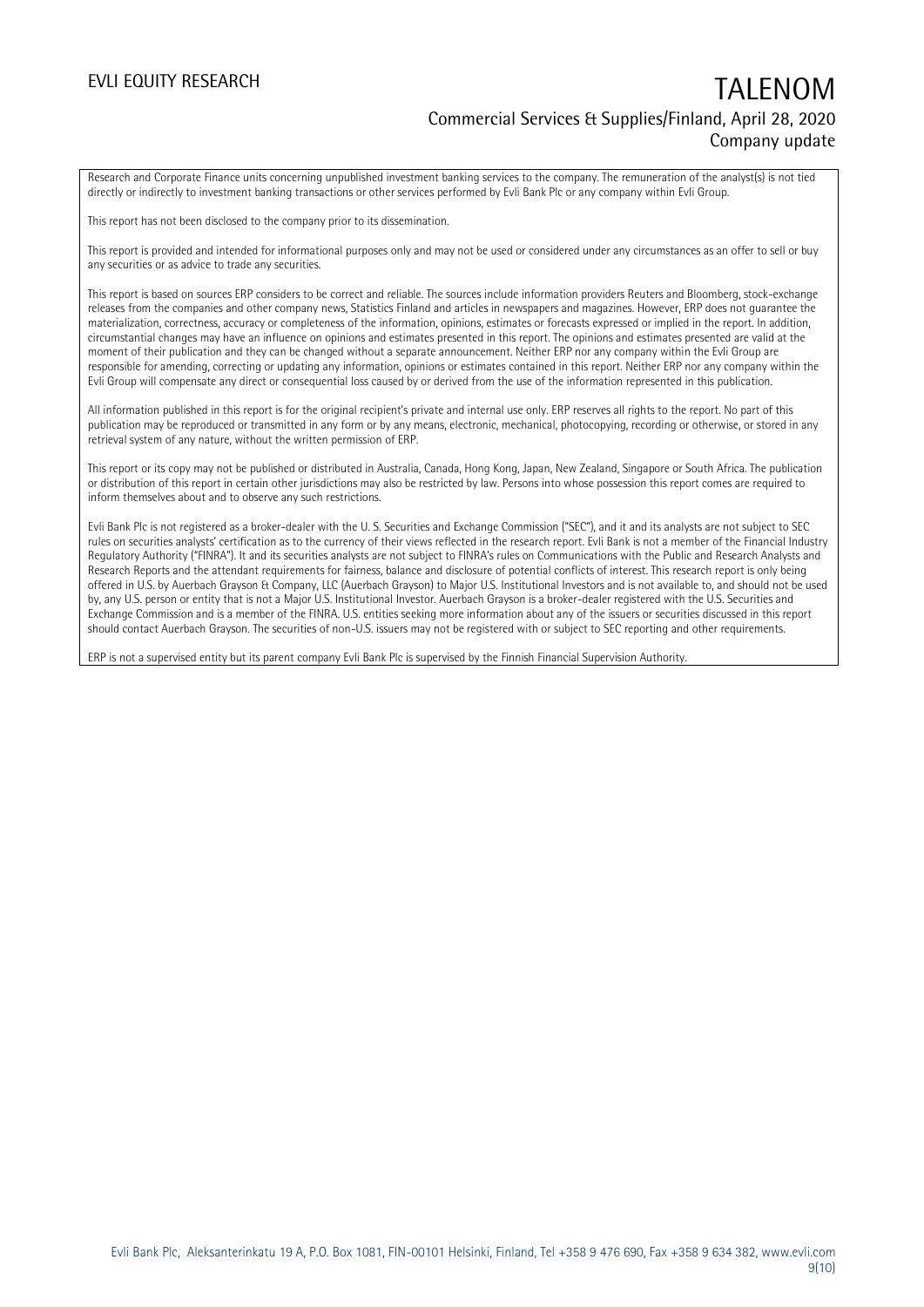Research and Corporate Finance units concerning unpublished investment banking services to the company. The remuneration of the analyst(s) is not tied directly or indirectly to investment banking transactions or other services performed by Evli Bank Plc or any company within Evli Group.

This report has not been disclosed to the company prior to its dissemination.

This report is provided and intended for informational purposes only and may not be used or considered under any circumstances as an offer to sell or buy any securities or as advice to trade any securities.

This report is based on sources ERP considers to be correct and reliable. The sources include information providers Reuters and Bloomberg, stock-exchange releases from the companies and other company news, Statistics Finland and articles in newspapers and magazines. However, ERP does not guarantee the materialization, correctness, accuracy or completeness of the information, opinions, estimates or forecasts expressed or implied in the report. In addition, circumstantial changes may have an influence on opinions and estimates presented in this report. The opinions and estimates presented are valid at the moment of their publication and they can be changed without a separate announcement. Neither ERP nor any company within the Evli Group are responsible for amending, correcting or updating any information, opinions or estimates contained in this report. Neither ERP nor any company within the Evli Group will compensate any direct or consequential loss caused by or derived from the use of the information represented in this publication.

All information published in this report is for the original recipient's private and internal use only. ERP reserves all rights to the report. No part of this publication may be reproduced or transmitted in any form or by any means, electronic, mechanical, photocopying, recording or otherwise, or stored in any retrieval system of any nature, without the written permission of ERP.

This report or its copy may not be published or distributed in Australia, Canada, Hong Kong, Japan, New Zealand, Singapore or South Africa. The publication or distribution of this report in certain other jurisdictions may also be restricted by law. Persons into whose possession this report comes are required to inform themselves about and to observe any such restrictions.

Evli Bank Plc is not registered as a broker-dealer with the U. S. Securities and Exchange Commission ("SEC"), and it and its analysts are not subject to SEC rules on securities analysts' certification as to the currency of their views reflected in the research report. Evli Bank is not a member of the Financial Industry Regulatory Authority ("FINRA"). It and its securities analysts are not subject to FINRA's rules on Communications with the Public and Research Analysts and Research Reports and the attendant requirements for fairness, balance and disclosure of potential conflicts of interest. This research report is only being offered in U.S. by Auerbach Grayson & Company, LLC (Auerbach Grayson) to Major U.S. Institutional Investors and is not available to, and should not be used by, any U.S. person or entity that is not a Major U.S. Institutional Investor. Auerbach Grayson is a broker-dealer registered with the U.S. Securities and Exchange Commission and is a member of the FINRA. U.S. entities seeking more information about any of the issuers or securities discussed in this report should contact Auerbach Grayson. The securities of non-U.S. issuers may not be registered with or subject to SEC reporting and other requirements.

ERP is not a supervised entity but its parent company Evli Bank Plc is supervised by the Finnish Financial Supervision Authority.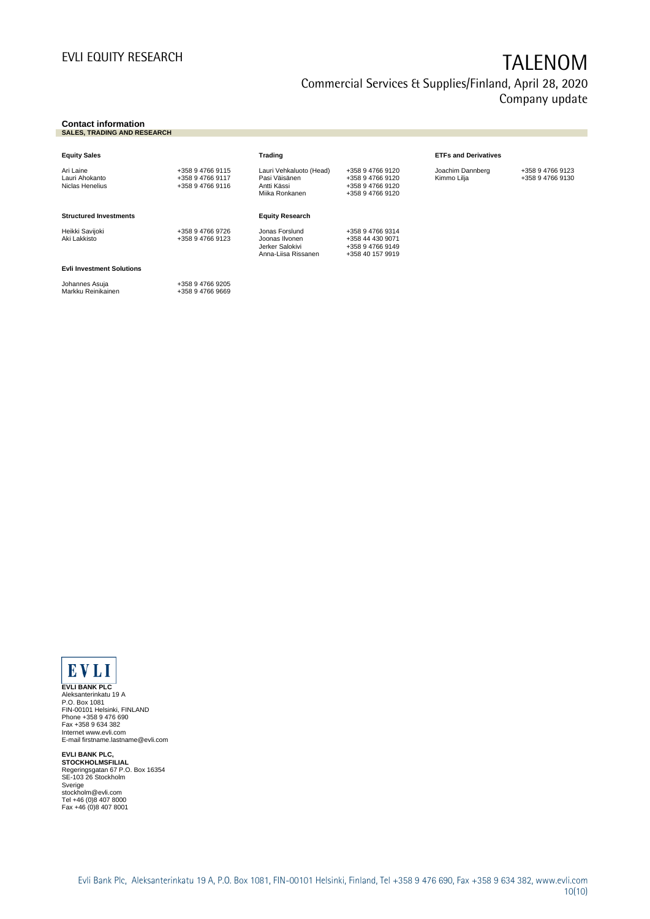## Contact information

**SALES, TRADING AND RESEARCH**

**Equity Sales**

| | |
|---|---|
| Ari Laine | +358 9 4766 9115 |
| Lauri Ahokanto | +358 9 4766 9117 |
| Niclas Henelius | +358 9 4766 9116 |

**Trading**

| | |
|---|---|
| Lauri Vehkaluoto (Head) | +358 9 4766 9120 |
| Pasi Väisänen | +358 9 4766 9120 |
| Antti Kässi | +358 9 4766 9120 |
| Miika Ronkanen | +358 9 4766 9120 |

**ETFs and Derivatives**

| | |
|---|---|
| Joachim Dannberg | +358 9 4766 9123 |
| Kimmo Lilja | +358 9 4766 9130 |

**Structured Investments**

| | |
|---|---|
| Heikki Savijoki | +358 9 4766 9726 |
| Aki Lakkisto | +358 9 4766 9123 |

**Equity Research**

| | |
|---|---|
| Jonas Forslund | +358 9 4766 9314 |
| Joonas Ilvonen | +358 44 430 9071 |
| Jerker Salokivi | +358 9 4766 9149 |
| Anna-Liisa Rissanen | +358 40 157 9919 |

**Evli Investment Solutions**

| | |
|---|---|
| Johannes Asuja | +358 9 4766 9205 |
| Markku Reinikainen | +358 9 4766 9669 |

**EVLI BANK PLC**
Aleksanterinkatu 19 A
P.O. Box 1081
FIN-00101 Helsinki, FINLAND
Phone +358 9 476 690
Fax +358 9 634 382
Internet www.evli.com
E-mail firstname.lastname@evli.com

**EVLI BANK PLC, STOCKHOLMSFILIAL**
Regeringsgatan 67 P.O. Box 16354
SE-103 26 Stockholm
Sverige
stockholm@evli.com
Tel +46 (0)8 407 8000
Fax +46 (0)8 407 8001